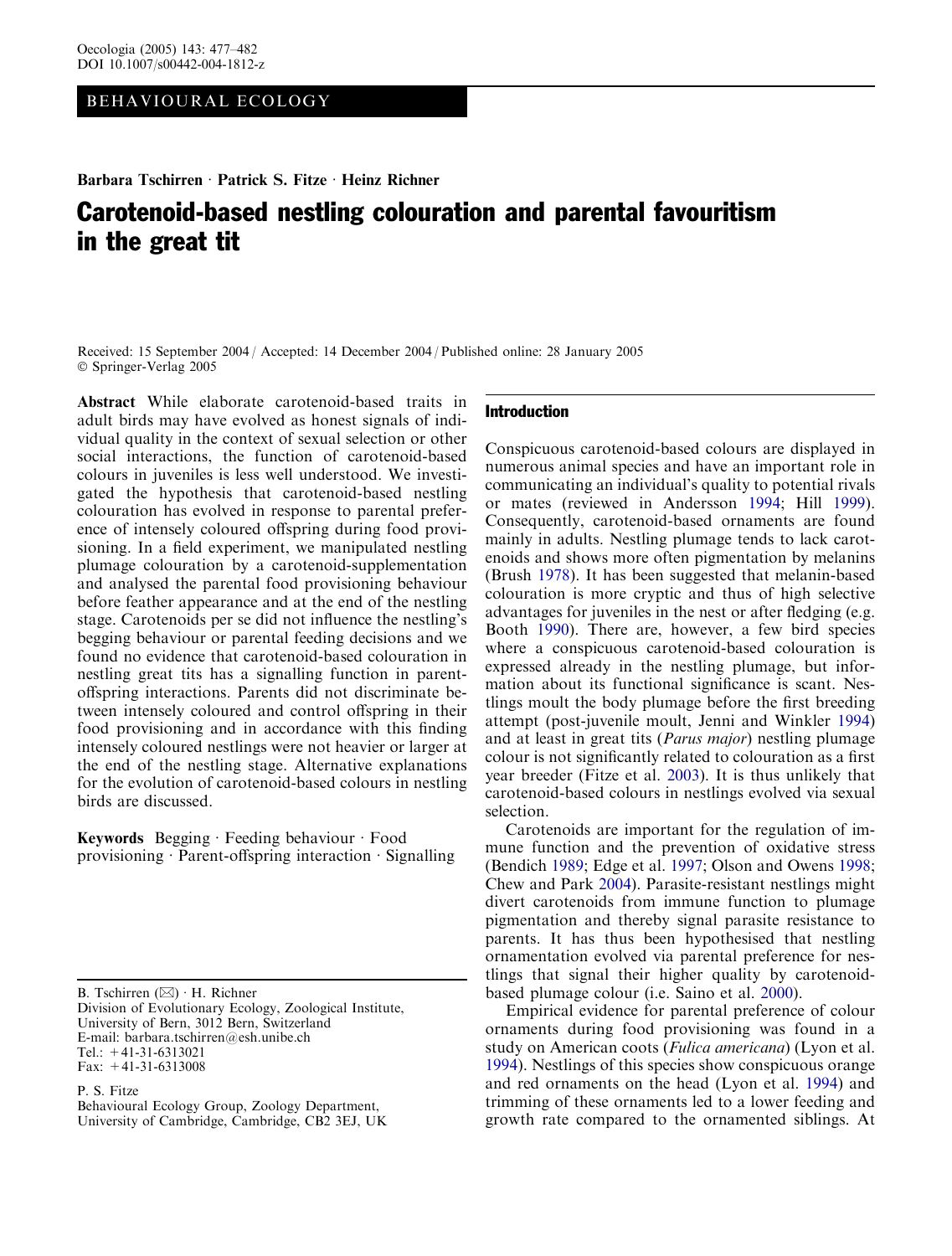BEHAVIOURAL ECOLOGY

**Barbara Tschirren · Patrick S. Fitze · Heinz Richner**

# Carotenoid-based nestling colouration and parental favouritism in the great tit

Received: 15 September 2004 / Accepted: 14 December 2004 / Published online: 28 January 2005
© Springer-Verlag 2005

**Abstract** While elaborate carotenoid-based traits in adult birds may have evolved as honest signals of individual quality in the context of sexual selection or other social interactions, the function of carotenoid-based colours in juveniles is less well understood. We investigated the hypothesis that carotenoid-based nestling colouration has evolved in response to parental preference of intensely coloured offspring during food provisioning. In a field experiment, we manipulated nestling plumage colouration by a carotenoid-supplementation and analysed the parental food provisioning behaviour before feather appearance and at the end of the nestling stage. Carotenoids per se did not influence the nestling's begging behaviour or parental feeding decisions and we found no evidence that carotenoid-based colouration in nestling great tits has a signalling function in parent-offspring interactions. Parents did not discriminate between intensely coloured and control offspring in their food provisioning and in accordance with this finding intensely coloured nestlings were not heavier or larger at the end of the nestling stage. Alternative explanations for the evolution of carotenoid-based colours in nestling birds are discussed.

**Keywords** Begging · Feeding behaviour · Food provisioning · Parent-offspring interaction · Signalling

B. Tschirren (✉) · H. Richner
Division of Evolutionary Ecology, Zoological Institute, University of Bern, 3012 Bern, Switzerland
E-mail: barbara.tschirren@esh.unibe.ch
Tel.: +41-31-6313021
Fax: +41-31-6313008

P. S. Fitze
Behavioural Ecology Group, Zoology Department, University of Cambridge, Cambridge, CB2 3EJ, UK

## Introduction

Conspicuous carotenoid-based colours are displayed in numerous animal species and have an important role in communicating an individual's quality to potential rivals or mates (reviewed in Andersson 1994; Hill 1999). Consequently, carotenoid-based ornaments are found mainly in adults. Nestling plumage tends to lack carotenoids and shows more often pigmentation by melanins (Brush 1978). It has been suggested that melanin-based colouration is more cryptic and thus of high selective advantages for juveniles in the nest or after fledging (e.g. Booth 1990). There are, however, a few bird species where a conspicuous carotenoid-based colouration is expressed already in the nestling plumage, but information about its functional significance is scant. Nestlings moult the body plumage before the first breeding attempt (post-juvenile moult, Jenni and Winkler 1994) and at least in great tits (*Parus major*) nestling plumage colour is not significantly related to colouration as a first year breeder (Fitze et al. 2003). It is thus unlikely that carotenoid-based colours in nestlings evolved via sexual selection.

Carotenoids are important for the regulation of immune function and the prevention of oxidative stress (Bendich 1989; Edge et al. 1997; Olson and Owens 1998; Chew and Park 2004). Parasite-resistant nestlings might divert carotenoids from immune function to plumage pigmentation and thereby signal parasite resistance to parents. It has thus been hypothesised that nestling ornamentation evolved via parental preference for nestlings that signal their higher quality by carotenoid-based plumage colour (i.e. Saino et al. 2000).

Empirical evidence for parental preference of colour ornaments during food provisioning was found in a study on American coots (*Fulica americana*) (Lyon et al. 1994). Nestlings of this species show conspicuous orange and red ornaments on the head (Lyon et al. 1994) and trimming of these ornaments led to a lower feeding and growth rate compared to the ornamented siblings. At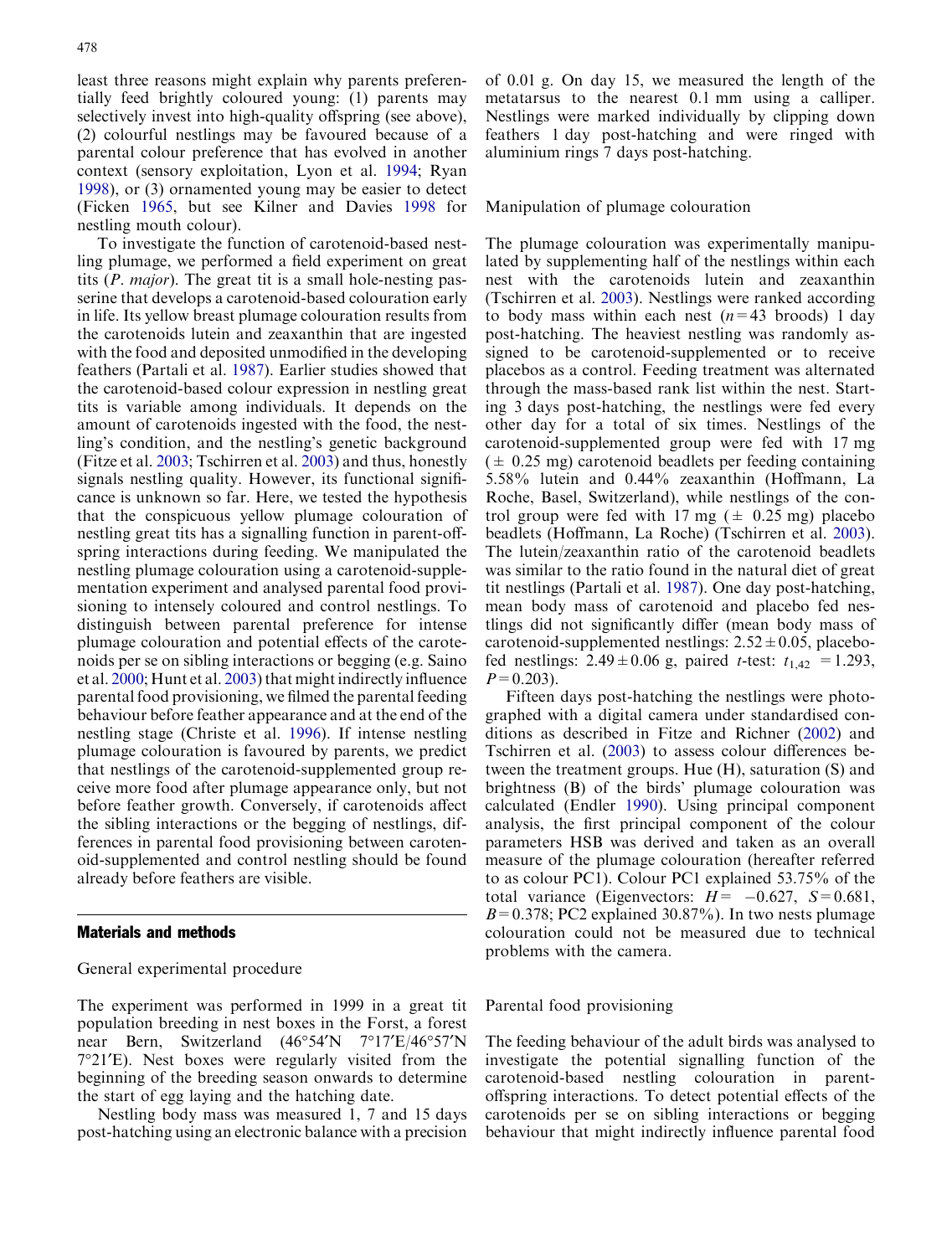least three reasons might explain why parents preferentially feed brightly coloured young: (1) parents may selectively invest into high-quality offspring (see above), (2) colourful nestlings may be favoured because of a parental colour preference that has evolved in another context (sensory exploitation, Lyon et al. 1994; Ryan 1998), or (3) ornamented young may be easier to detect (Ficken 1965, but see Kilner and Davies 1998 for nestling mouth colour).

To investigate the function of carotenoid-based nestling plumage, we performed a field experiment on great tits (*P. major*). The great tit is a small hole-nesting passerine that develops a carotenoid-based colouration early in life. Its yellow breast plumage colouration results from the carotenoids lutein and zeaxanthin that are ingested with the food and deposited unmodified in the developing feathers (Partali et al. 1987). Earlier studies showed that the carotenoid-based colour expression in nestling great tits is variable among individuals. It depends on the amount of carotenoids ingested with the food, the nestling's condition, and the nestling's genetic background (Fitze et al. 2003; Tschirren et al. 2003) and thus, honestly signals nestling quality. However, its functional significance is unknown so far. Here, we tested the hypothesis that the conspicuous yellow plumage colouration of nestling great tits has a signalling function in parent-offspring interactions during feeding. We manipulated the nestling plumage colouration using a carotenoid-supplementation experiment and analysed parental food provisioning to intensely coloured and control nestlings. To distinguish between parental preference for intense plumage colouration and potential effects of the carotenoids per se on sibling interactions or begging (e.g. Saino et al. 2000; Hunt et al. 2003) that might indirectly influence parental food provisioning, we filmed the parental feeding behaviour before feather appearance and at the end of the nestling stage (Christe et al. 1996). If intense nestling plumage colouration is favoured by parents, we predict that nestlings of the carotenoid-supplemented group receive more food after plumage appearance only, but not before feather growth. Conversely, if carotenoids affect the sibling interactions or the begging of nestlings, differences in parental food provisioning between carotenoid-supplemented and control nestling should be found already before feathers are visible.

## Materials and methods

### General experimental procedure

The experiment was performed in 1999 in a great tit population breeding in nest boxes in the Forst, a forest near Bern, Switzerland (46°54′N 7°17′E/46°57′N 7°21′E). Nest boxes were regularly visited from the beginning of the breeding season onwards to determine the start of egg laying and the hatching date.

Nestling body mass was measured 1, 7 and 15 days post-hatching using an electronic balance with a precision of 0.01 g. On day 15, we measured the length of the metatarsus to the nearest 0.1 mm using a calliper. Nestlings were marked individually by clipping down feathers 1 day post-hatching and were ringed with aluminium rings 7 days post-hatching.

### Manipulation of plumage colouration

The plumage colouration was experimentally manipulated by supplementing half of the nestlings within each nest with the carotenoids lutein and zeaxanthin (Tschirren et al. 2003). Nestlings were ranked according to body mass within each nest ($n=43$ broods) 1 day post-hatching. The heaviest nestling was randomly assigned to be carotenoid-supplemented or to receive placebos as a control. Feeding treatment was alternated through the mass-based rank list within the nest. Starting 3 days post-hatching, the nestlings were fed every other day for a total of six times. Nestlings of the carotenoid-supplemented group were fed with 17 mg ($\pm$ 0.25 mg) carotenoid beadlets per feeding containing 5.58% lutein and 0.44% zeaxanthin (Hoffmann, La Roche, Basel, Switzerland), while nestlings of the control group were fed with 17 mg ($\pm$ 0.25 mg) placebo beadlets (Hoffmann, La Roche) (Tschirren et al. 2003). The lutein/zeaxanthin ratio of the carotenoid beadlets was similar to the ratio found in the natural diet of great tit nestlings (Partali et al. 1987). One day post-hatching, mean body mass of carotenoid and placebo fed nestlings did not significantly differ (mean body mass of carotenoid-supplemented nestlings: $2.52 \pm 0.05$, placebo-fed nestlings: $2.49 \pm 0.06$ g, paired *t*-test: $t_{1,42} = 1.293$, $P = 0.203$).

Fifteen days post-hatching the nestlings were photographed with a digital camera under standardised conditions as described in Fitze and Richner (2002) and Tschirren et al. (2003) to assess colour differences between the treatment groups. Hue (H), saturation (S) and brightness (B) of the birds' plumage colouration was calculated (Endler 1990). Using principal component analysis, the first principal component of the colour parameters HSB was derived and taken as an overall measure of the plumage colouration (hereafter referred to as colour PC1). Colour PC1 explained 53.75% of the total variance (Eigenvectors: $H = -0.627$, $S = 0.681$, $B = 0.378$; PC2 explained 30.87%). In two nests plumage colouration could not be measured due to technical problems with the camera.

### Parental food provisioning

The feeding behaviour of the adult birds was analysed to investigate the potential signalling function of the carotenoid-based nestling colouration in parent-offspring interactions. To detect potential effects of the carotenoids per se on sibling interactions or begging behaviour that might indirectly influence parental food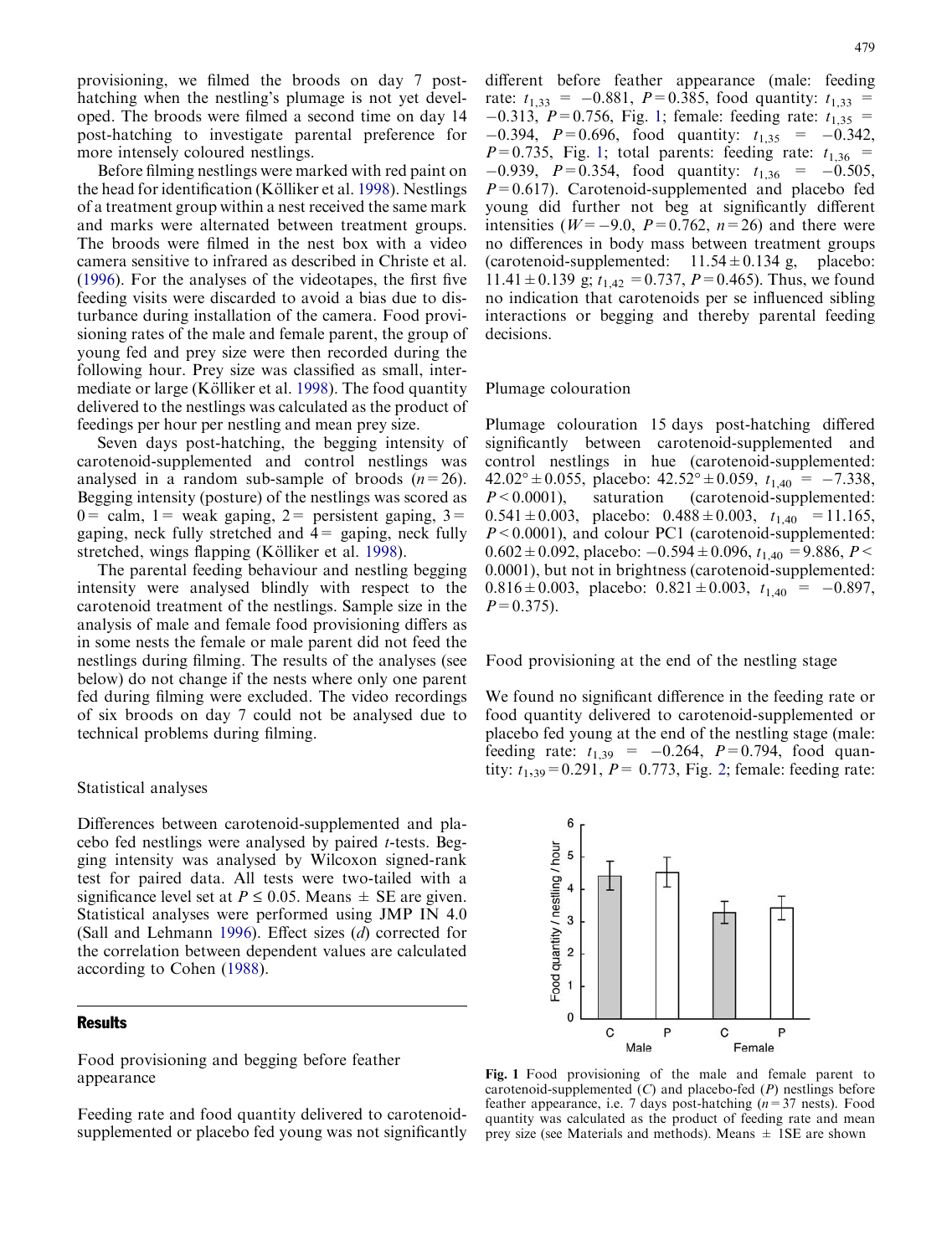provisioning, we filmed the broods on day 7 post-hatching when the nestling's plumage is not yet developed. The broods were filmed a second time on day 14 post-hatching to investigate parental preference for more intensely coloured nestlings.

Before filming nestlings were marked with red paint on the head for identification (Kölliker et al. 1998). Nestlings of a treatment group within a nest received the same mark and marks were alternated between treatment groups. The broods were filmed in the nest box with a video camera sensitive to infrared as described in Christe et al. (1996). For the analyses of the videotapes, the first five feeding visits were discarded to avoid a bias due to disturbance during installation of the camera. Food provisioning rates of the male and female parent, the group of young fed and prey size were then recorded during the following hour. Prey size was classified as small, intermediate or large (Kölliker et al. 1998). The food quantity delivered to the nestlings was calculated as the product of feedings per hour per nestling and mean prey size.

Seven days post-hatching, the begging intensity of carotenoid-supplemented and control nestlings was analysed in a random sub-sample of broods ($n = 26$). Begging intensity (posture) of the nestlings was scored as 0 = calm, 1 = weak gaping, 2 = persistent gaping, 3 = gaping, neck fully stretched and 4 = gaping, neck fully stretched, wings flapping (Kölliker et al. 1998).

The parental feeding behaviour and nestling begging intensity were analysed blindly with respect to the carotenoid treatment of the nestlings. Sample size in the analysis of male and female food provisioning differs as in some nests the female or male parent did not feed the nestlings during filming. The results of the analyses (see below) do not change if the nests where only one parent fed during filming were excluded. The video recordings of six broods on day 7 could not be analysed due to technical problems during filming.

### Statistical analyses

Differences between carotenoid-supplemented and placebo fed nestlings were analysed by paired *t*-tests. Begging intensity was analysed by Wilcoxon signed-rank test for paired data. All tests were two-tailed with a significance level set at $P \leq 0.05$. Means ± SE are given. Statistical analyses were performed using JMP IN 4.0 (Sall and Lehmann 1996). Effect sizes ($d$) corrected for the correlation between dependent values are calculated according to Cohen (1988).

## Results

### Food provisioning and begging before feather appearance

Feeding rate and food quantity delivered to carotenoid-supplemented or placebo fed young was not significantly different before feather appearance (male: feeding rate: $t_{1,33} = -0.881$, $P = 0.385$, food quantity: $t_{1,33} = -0.313$, $P = 0.756$, Fig. 1; female: feeding rate: $t_{1,35} = -0.394$, $P = 0.696$, food quantity: $t_{1,35} = -0.342$, $P = 0.735$, Fig. 1; total parents: feeding rate: $t_{1,36} = -0.939$, $P = 0.354$, food quantity: $t_{1,36} = -0.505$, $P = 0.617$). Carotenoid-supplemented and placebo fed young did further not beg at significantly different intensities ($W = -9.0$, $P = 0.762$, $n = 26$) and there were no differences in body mass between treatment groups (carotenoid-supplemented: 11.54 ± 0.134 g, placebo: 11.41 ± 0.139 g; $t_{1,42} = 0.737$, $P = 0.465$). Thus, we found no indication that carotenoids per se influenced sibling interactions or begging and thereby parental feeding decisions.

### Plumage colouration

Plumage colouration 15 days post-hatching differed significantly between carotenoid-supplemented and control nestlings in hue (carotenoid-supplemented: 42.02° ± 0.055, placebo: 42.52° ± 0.059, $t_{1,40} = -7.338$, $P < 0.0001$), saturation (carotenoid-supplemented: 0.541 ± 0.003, placebo: 0.488 ± 0.003, $t_{1,40} = 11.165$, $P < 0.0001$), and colour PC1 (carotenoid-supplemented: 0.602 ± 0.092, placebo: −0.594 ± 0.096, $t_{1,40} = 9.886$, $P < 0.0001$), but not in brightness (carotenoid-supplemented: 0.816 ± 0.003, placebo: 0.821 ± 0.003, $t_{1,40} = -0.897$, $P = 0.375$).

### Food provisioning at the end of the nestling stage

We found no significant difference in the feeding rate or food quantity delivered to carotenoid-supplemented or placebo fed young at the end of the nestling stage (male: feeding rate: $t_{1,39} = -0.264$, $P = 0.794$, food quantity: $t_{1,39} = 0.291$, $P = 0.773$, Fig. 2; female: feeding rate:

**Fig. 1** Food provisioning of the male and female parent to carotenoid-supplemented (*C*) and placebo-fed (*P*) nestlings before feather appearance, i.e. 7 days post-hatching ($n = 37$ nests). Food quantity was calculated as the product of feeding rate and mean prey size (see Materials and methods). Means ± 1SE are shown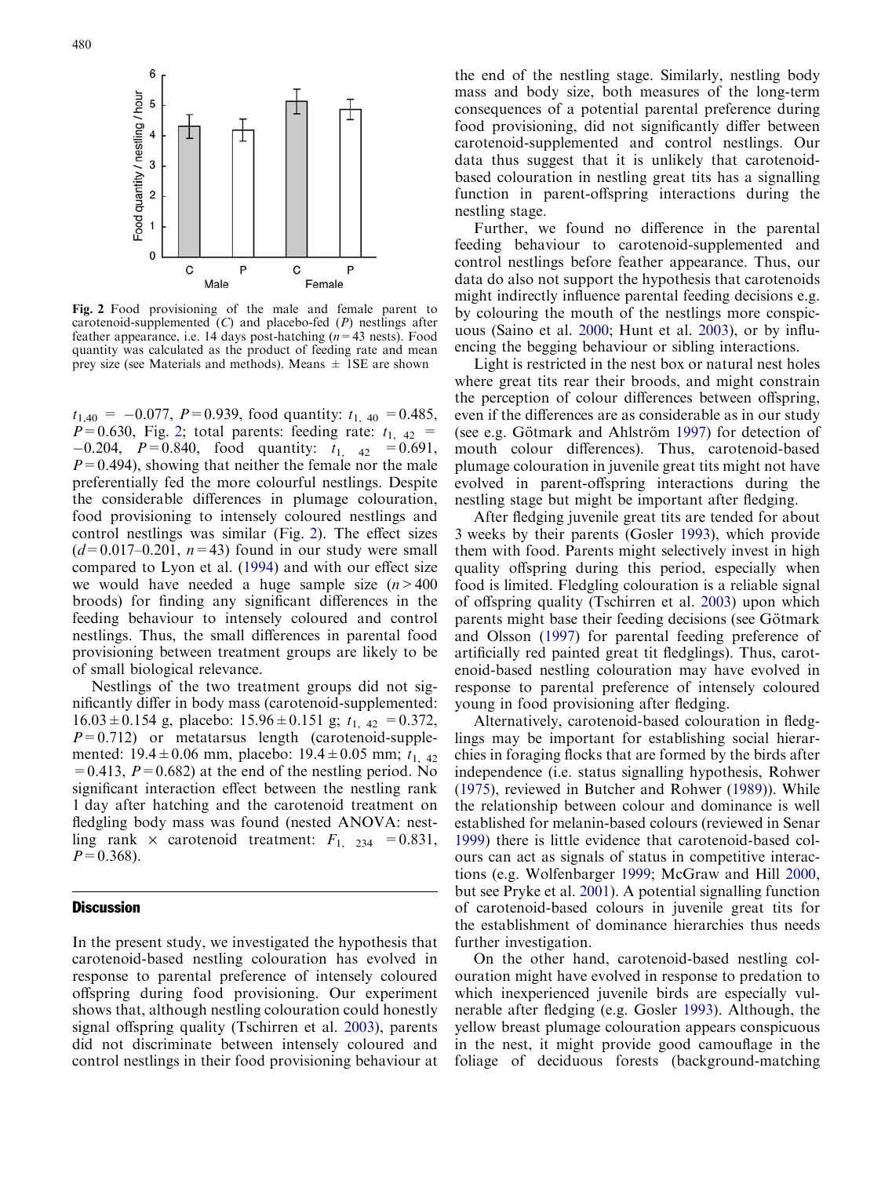Fig. 2 Food provisioning of the male and female parent to carotenoid-supplemented (*C*) and placebo-fed (*P*) nestlings after feather appearance, i.e. 14 days post-hatching ($n=43$ nests). Food quantity was calculated as the product of feeding rate and mean prey size (see Materials and methods). Means ± 1SE are shown

$t_{1,40} = -0.077$, $P=0.939$, food quantity: $t_{1,\ 40} = 0.485$, $P=0.630$, Fig. 2; total parents: feeding rate: $t_{1,\ 42} = -0.204$, $P=0.840$, food quantity: $t_{1,\ 42} = 0.691$, $P=0.494$), showing that neither the female nor the male preferentially fed the more colourful nestlings. Despite the considerable differences in plumage colouration, food provisioning to intensely coloured nestlings and control nestlings was similar (Fig. 2). The effect sizes ($d=0.017$–$0.201$, $n=43$) found in our study were small compared to Lyon et al. (1994) and with our effect size we would have needed a huge sample size ($n>400$ broods) for finding any significant differences in the feeding behaviour to intensely coloured and control nestlings. Thus, the small differences in parental food provisioning between treatment groups are likely to be of small biological relevance.

Nestlings of the two treatment groups did not significantly differ in body mass (carotenoid-supplemented: $16.03 \pm 0.154$ g, placebo: $15.96 \pm 0.151$ g; $t_{1,\ 42} = 0.372$, $P=0.712$) or metatarsus length (carotenoid-supplemented: $19.4 \pm 0.06$ mm, placebo: $19.4 \pm 0.05$ mm; $t_{1,\ 42} = 0.413$, $P=0.682$) at the end of the nestling period. No significant interaction effect between the nestling rank 1 day after hatching and the carotenoid treatment on fledgling body mass was found (nested ANOVA: nestling rank × carotenoid treatment: $F_{1,\ 234} = 0.831$, $P=0.368$).

## Discussion

In the present study, we investigated the hypothesis that carotenoid-based nestling colouration has evolved in response to parental preference of intensely coloured offspring during food provisioning. Our experiment shows that, although nestling colouration could honestly signal offspring quality (Tschirren et al. 2003), parents did not discriminate between intensely coloured and control nestlings in their food provisioning behaviour at the end of the nestling stage. Similarly, nestling body mass and body size, both measures of the long-term consequences of a potential parental preference during food provisioning, did not significantly differ between carotenoid-supplemented and control nestlings. Our data thus suggest that it is unlikely that carotenoid-based colouration in nestling great tits has a signalling function in parent-offspring interactions during the nestling stage.

Further, we found no difference in the parental feeding behaviour to carotenoid-supplemented and control nestlings before feather appearance. Thus, our data do also not support the hypothesis that carotenoids might indirectly influence parental feeding decisions e.g. by colouring the mouth of the nestlings more conspicuous (Saino et al. 2000; Hunt et al. 2003), or by influencing the begging behaviour or sibling interactions.

Light is restricted in the nest box or natural nest holes where great tits rear their broods, and might constrain the perception of colour differences between offspring, even if the differences are as considerable as in our study (see e.g. Götmark and Ahlström 1997) for detection of mouth colour differences). Thus, carotenoid-based plumage colouration in juvenile great tits might not have evolved in parent-offspring interactions during the nestling stage but might be important after fledging.

After fledging juvenile great tits are tended for about 3 weeks by their parents (Gosler 1993), which provide them with food. Parents might selectively invest in high quality offspring during this period, especially when food is limited. Fledgling colouration is a reliable signal of offspring quality (Tschirren et al. 2003) upon which parents might base their feeding decisions (see Götmark and Olsson (1997) for parental feeding preference of artificially red painted great tit fledglings). Thus, carotenoid-based nestling colouration may have evolved in response to parental preference of intensely coloured young in food provisioning after fledging.

Alternatively, carotenoid-based colouration in fledglings may be important for establishing social hierarchies in foraging flocks that are formed by the birds after independence (i.e. status signalling hypothesis, Rohwer (1975), reviewed in Butcher and Rohwer (1989)). While the relationship between colour and dominance is well established for melanin-based colours (reviewed in Senar 1999) there is little evidence that carotenoid-based colours can act as signals of status in competitive interactions (e.g. Wolfenbarger 1999; McGraw and Hill 2000, but see Pryke et al. 2001). A potential signalling function of carotenoid-based colours in juvenile great tits for the establishment of dominance hierarchies thus needs further investigation.

On the other hand, carotenoid-based nestling colouration might have evolved in response to predation to which inexperienced juvenile birds are especially vulnerable after fledging (e.g. Gosler 1993). Although, the yellow breast plumage colouration appears conspicuous in the nest, it might provide good camouflage in the foliage of deciduous forests (background-matching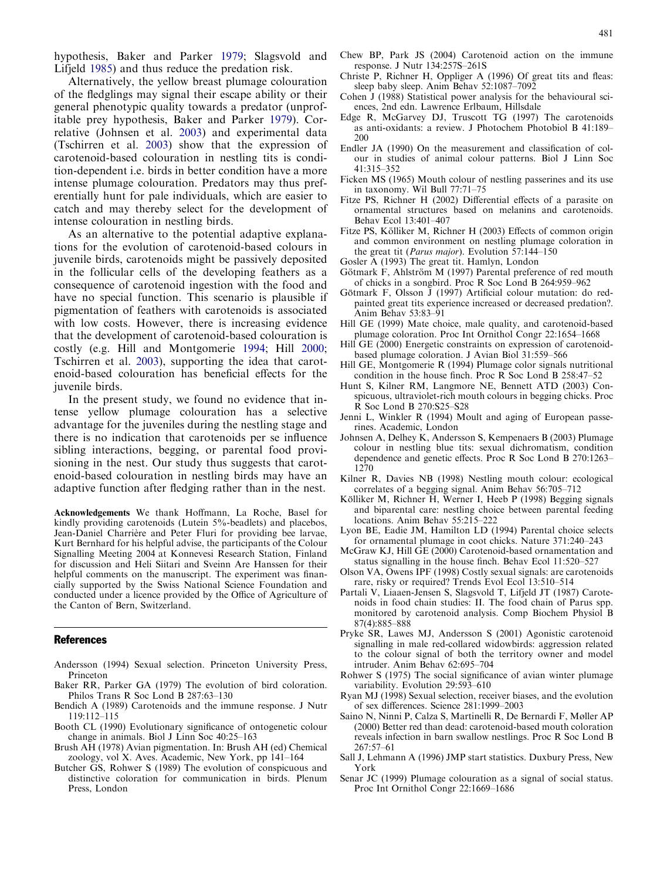hypothesis, Baker and Parker 1979; Slagsvold and Lifjeld 1985) and thus reduce the predation risk.

Alternatively, the yellow breast plumage colouration of the fledglings may signal their escape ability or their general phenotypic quality towards a predator (unprofitable prey hypothesis, Baker and Parker 1979). Correlative (Johnsen et al. 2003) and experimental data (Tschirren et al. 2003) show that the expression of carotenoid-based colouration in nestling tits is condition-dependent i.e. birds in better condition have a more intense plumage colouration. Predators may thus preferentially hunt for pale individuals, which are easier to catch and may thereby select for the development of intense colouration in nestling birds.

As an alternative to the potential adaptive explanations for the evolution of carotenoid-based colours in juvenile birds, carotenoids might be passively deposited in the follicular cells of the developing feathers as a consequence of carotenoid ingestion with the food and have no special function. This scenario is plausible if pigmentation of feathers with carotenoids is associated with low costs. However, there is increasing evidence that the development of carotenoid-based colouration is costly (e.g. Hill and Montgomerie 1994; Hill 2000; Tschirren et al. 2003), supporting the idea that carotenoid-based colouration has beneficial effects for the juvenile birds.

In the present study, we found no evidence that intense yellow plumage colouration has a selective advantage for the juveniles during the nestling stage and there is no indication that carotenoids per se influence sibling interactions, begging, or parental food provisioning in the nest. Our study thus suggests that carotenoid-based colouration in nestling birds may have an adaptive function after fledging rather than in the nest.

**Acknowledgements** We thank Hoffmann, La Roche, Basel for kindly providing carotenoids (Lutein 5%-beadlets) and placebos, Jean-Daniel Charrière and Peter Fluri for providing bee larvae, Kurt Bernhard for his helpful advise, the participants of the Colour Signalling Meeting 2004 at Konnevesi Research Station, Finland for discussion and Heli Siitari and Sveinn Are Hanssen for their helpful comments on the manuscript. The experiment was financially supported by the Swiss National Science Foundation and conducted under a licence provided by the Office of Agriculture of the Canton of Bern, Switzerland.

## References

Andersson (1994) Sexual selection. Princeton University Press, Princeton

Baker RR, Parker GA (1979) The evolution of bird coloration. Philos Trans R Soc Lond B 287:63–130

Bendich A (1989) Carotenoids and the immune response. J Nutr 119:112–115

Booth CL (1990) Evolutionary significance of ontogenetic colour change in animals. Biol J Linn Soc 40:25–163

Brush AH (1978) Avian pigmentation. In: Brush AH (ed) Chemical zoology, vol X. Aves. Academic, New York, pp 141–164

Butcher GS, Rohwer S (1989) The evolution of conspicuous and distinctive coloration for communication in birds. Plenum Press, London

Chew BP, Park JS (2004) Carotenoid action on the immune response. J Nutr 134:257S–261S

Christe P, Richner H, Oppliger A (1996) Of great tits and fleas: sleep baby sleep. Anim Behav 52:1087–1092

Cohen J (1988) Statistical power analysis for the behavioural sciences, 2nd edn. Lawrence Erlbaum, Hillsdale

Edge R, McGarvey DJ, Truscott TG (1997) The carotenoids as anti-oxidants: a review. J Photochem Photobiol B 41:189–200

Endler JA (1990) On the measurement and classification of colour in studies of animal colour patterns. Biol J Linn Soc 41:315–352

Ficken MS (1965) Mouth colour of nestling passerines and its use in taxonomy. Wil Bull 77:71–75

Fitze PS, Richner H (2002) Differential effects of a parasite on ornamental structures based on melanins and carotenoids. Behav Ecol 13:401–407

Fitze PS, Kölliker M, Richner H (2003) Effects of common origin and common environment on nestling plumage coloration in the great tit (*Parus major*). Evolution 57:144–150

Gosler A (1993) The great tit. Hamlyn, London

Götmark F, Ahlström M (1997) Parental preference of red mouth of chicks in a songbird. Proc R Soc Lond B 264:959–962

Götmark F, Olsson J (1997) Artificial colour mutation: do red-painted great tits experience increased or decreased predation?. Anim Behav 53:83–91

Hill GE (1999) Mate choice, male quality, and carotenoid-based plumage coloration. Proc Int Ornithol Congr 22:1654–1668

Hill GE (2000) Energetic constraints on expression of carotenoid-based plumage coloration. J Avian Biol 31:559–566

Hill GE, Montgomerie R (1994) Plumage color signals nutritional condition in the house finch. Proc R Soc Lond B 258:47–52

Hunt S, Kilner RM, Langmore NE, Bennett ATD (2003) Conspicuous, ultraviolet-rich mouth colours in begging chicks. Proc R Soc Lond B 270:S25–S28

Jenni L, Winkler R (1994) Moult and aging of European passerines. Academic, London

Johnsen A, Delhey K, Andersson S, Kempenaers B (2003) Plumage colour in nestling blue tits: sexual dichromatism, condition dependence and genetic effects. Proc R Soc Lond B 270:1263–1270

Kilner R, Davies NB (1998) Nestling mouth colour: ecological correlates of a begging signal. Anim Behav 56:705–712

Kölliker M, Richner H, Werner I, Heeb P (1998) Begging signals and biparental care: nestling choice between parental feeding locations. Anim Behav 55:215–222

Lyon BE, Eadie JM, Hamilton LD (1994) Parental choice selects for ornamental plumage in coot chicks. Nature 371:240–243

McGraw KJ, Hill GE (2000) Carotenoid-based ornamentation and status signalling in the house finch. Behav Ecol 11:520–527

Olson VA, Owens IPF (1998) Costly sexual signals: are carotenoids rare, risky or required? Trends Evol Ecol 13:510–514

Partali V, Liaaen-Jensen S, Slagsvold T, Lifjeld JT (1987) Carotenoids in food chain studies: II. The food chain of Parus spp. monitored by carotenoid analysis. Comp Biochem Physiol B 87(4):885–888

Pryke SR, Lawes MJ, Andersson S (2001) Agonistic carotenoid signalling in male red-collared widowbirds: aggression related to the colour signal of both the territory owner and model intruder. Anim Behav 62:695–704

Rohwer S (1975) The social significance of avian winter plumage variability. Evolution 29:593–610

Ryan MJ (1998) Sexual selection, receiver biases, and the evolution of sex differences. Science 281:1999–2003

Saino N, Ninni P, Calza S, Martinelli R, De Bernardi F, Møller AP (2000) Better red than dead: carotenoid-based mouth coloration reveals infection in barn swallow nestlings. Proc R Soc Lond B 267:57–61

Sall J, Lehmann A (1996) JMP start statistics. Duxbury Press, New York

Senar JC (1999) Plumage colouration as a signal of social status. Proc Int Ornithol Congr 22:1669–1686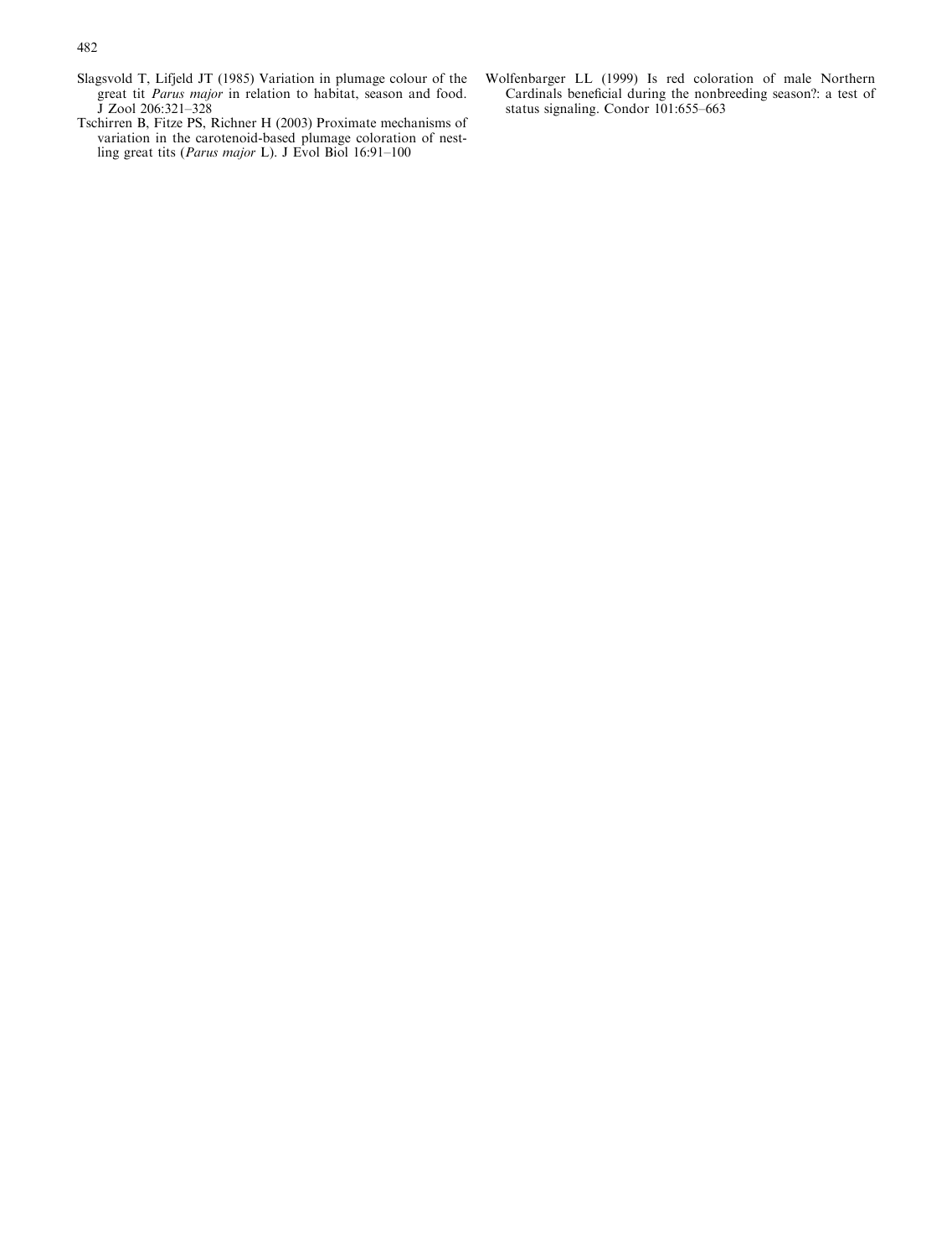Slagsvold T, Lifjeld JT (1985) Variation in plumage colour of the great tit *Parus major* in relation to habitat, season and food. J Zool 206:321–328

Tschirren B, Fitze PS, Richner H (2003) Proximate mechanisms of variation in the carotenoid-based plumage coloration of nestling great tits (*Parus major* L). J Evol Biol 16:91–100

Wolfenbarger LL (1999) Is red coloration of male Northern Cardinals beneficial during the nonbreeding season?: a test of status signaling. Condor 101:655–663